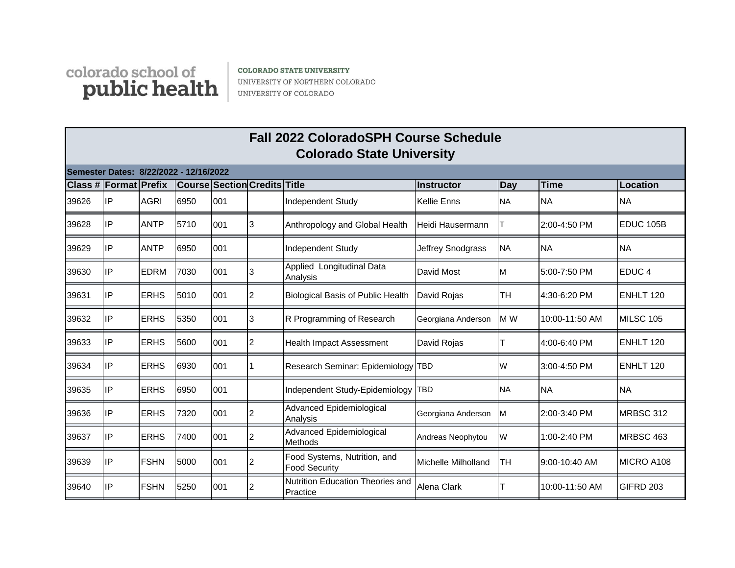colorado school of public health | COLORADO STATE UNIVERSITY, UNIVERSITY OF NORTHERN COLORADO, UNIVERSITY OF COLORADO

# Fall 2022 ColoradoSPH Course Schedule
## Colorado State University

**Semester Dates: 8/22/2022 - 12/16/2022**

| Class # | Format | Prefix | Course | Section | Credits | Title | Instructor | Day | Time | Location |
|---|---|---|---|---|---|---|---|---|---|---|
| 39626 | IP | AGRI | 6950 | 001 | | Independent Study | Kellie Enns | NA | NA | NA |
| 39628 | IP | ANTP | 5710 | 001 | 3 | Anthropology and Global Health | Heidi Hausermann | T | 2:00-4:50 PM | EDUC 105B |
| 39629 | IP | ANTP | 6950 | 001 | | Independent Study | Jeffrey Snodgrass | NA | NA | NA |
| 39630 | IP | EDRM | 7030 | 001 | 3 | Applied Longitudinal Data Analysis | David Most | M | 5:00-7:50 PM | EDUC 4 |
| 39631 | IP | ERHS | 5010 | 001 | 2 | Biological Basis of Public Health | David Rojas | TH | 4:30-6:20 PM | ENHLT 120 |
| 39632 | IP | ERHS | 5350 | 001 | 3 | R Programming of Research | Georgiana Anderson | M W | 10:00-11:50 AM | MILSC 105 |
| 39633 | IP | ERHS | 5600 | 001 | 2 | Health Impact Assessment | David Rojas | T | 4:00-6:40 PM | ENHLT 120 |
| 39634 | IP | ERHS | 6930 | 001 | 1 | Research Seminar: Epidemiology | TBD | W | 3:00-4:50 PM | ENHLT 120 |
| 39635 | IP | ERHS | 6950 | 001 | | Independent Study-Epidemiology | TBD | NA | NA | NA |
| 39636 | IP | ERHS | 7320 | 001 | 2 | Advanced Epidemiological Analysis | Georgiana Anderson | M | 2:00-3:40 PM | MRBSC 312 |
| 39637 | IP | ERHS | 7400 | 001 | 2 | Advanced Epidemiological Methods | Andreas Neophytou | W | 1:00-2:40 PM | MRBSC 463 |
| 39639 | IP | FSHN | 5000 | 001 | 2 | Food Systems, Nutrition, and Food Security | Michelle Milholland | TH | 9:00-10:40 AM | MICRO A108 |
| 39640 | IP | FSHN | 5250 | 001 | 2 | Nutrition Education Theories and Practice | Alena Clark | T | 10:00-11:50 AM | GIFRD 203 |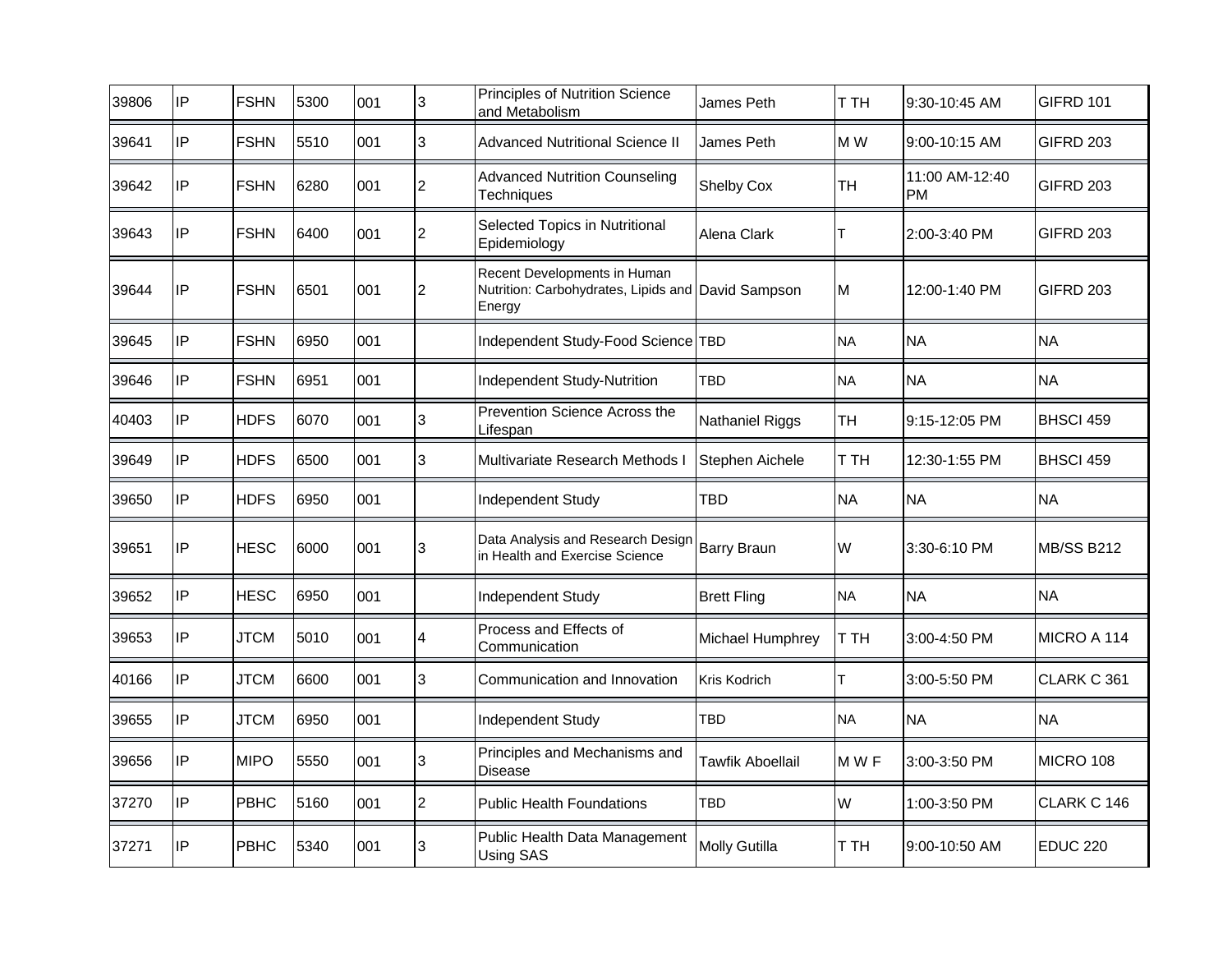| | | | | | | | | | | |
|---|---|---|---|---|---|---|---|---|---|---|
| 39806 | IP | FSHN | 5300 | 001 | 3 | Principles of Nutrition Science and Metabolism | James Peth | T TH | 9:30-10:45 AM | GIFRD 101 |
| 39641 | IP | FSHN | 5510 | 001 | 3 | Advanced Nutritional Science II | James Peth | M W | 9:00-10:15 AM | GIFRD 203 |
| 39642 | IP | FSHN | 6280 | 001 | 2 | Advanced Nutrition Counseling Techniques | Shelby Cox | TH | 11:00 AM-12:40 PM | GIFRD 203 |
| 39643 | IP | FSHN | 6400 | 001 | 2 | Selected Topics in Nutritional Epidemiology | Alena Clark | T | 2:00-3:40 PM | GIFRD 203 |
| 39644 | IP | FSHN | 6501 | 001 | 2 | Recent Developments in Human Nutrition: Carbohydrates, Lipids and Energy | David Sampson | M | 12:00-1:40 PM | GIFRD 203 |
| 39645 | IP | FSHN | 6950 | 001 | | Independent Study-Food Science | TBD | NA | NA | NA |
| 39646 | IP | FSHN | 6951 | 001 | | Independent Study-Nutrition | TBD | NA | NA | NA |
| 40403 | IP | HDFS | 6070 | 001 | 3 | Prevention Science Across the Lifespan | Nathaniel Riggs | TH | 9:15-12:05 PM | BHSCI 459 |
| 39649 | IP | HDFS | 6500 | 001 | 3 | Multivariate Research Methods I | Stephen Aichele | T TH | 12:30-1:55 PM | BHSCI 459 |
| 39650 | IP | HDFS | 6950 | 001 | | Independent Study | TBD | NA | NA | NA |
| 39651 | IP | HESC | 6000 | 001 | 3 | Data Analysis and Research Design in Health and Exercise Science | Barry Braun | W | 3:30-6:10 PM | MB/SS B212 |
| 39652 | IP | HESC | 6950 | 001 | | Independent Study | Brett Fling | NA | NA | NA |
| 39653 | IP | JTCM | 5010 | 001 | 4 | Process and Effects of Communication | Michael Humphrey | T TH | 3:00-4:50 PM | MICRO A 114 |
| 40166 | IP | JTCM | 6600 | 001 | 3 | Communication and Innovation | Kris Kodrich | T | 3:00-5:50 PM | CLARK C 361 |
| 39655 | IP | JTCM | 6950 | 001 | | Independent Study | TBD | NA | NA | NA |
| 39656 | IP | MIPO | 5550 | 001 | 3 | Principles and Mechanisms and Disease | Tawfik Aboellail | M W F | 3:00-3:50 PM | MICRO 108 |
| 37270 | IP | PBHC | 5160 | 001 | 2 | Public Health Foundations | TBD | W | 1:00-3:50 PM | CLARK C 146 |
| 37271 | IP | PBHC | 5340 | 001 | 3 | Public Health Data Management Using SAS | Molly Gutilla | T TH | 9:00-10:50 AM | EDUC 220 |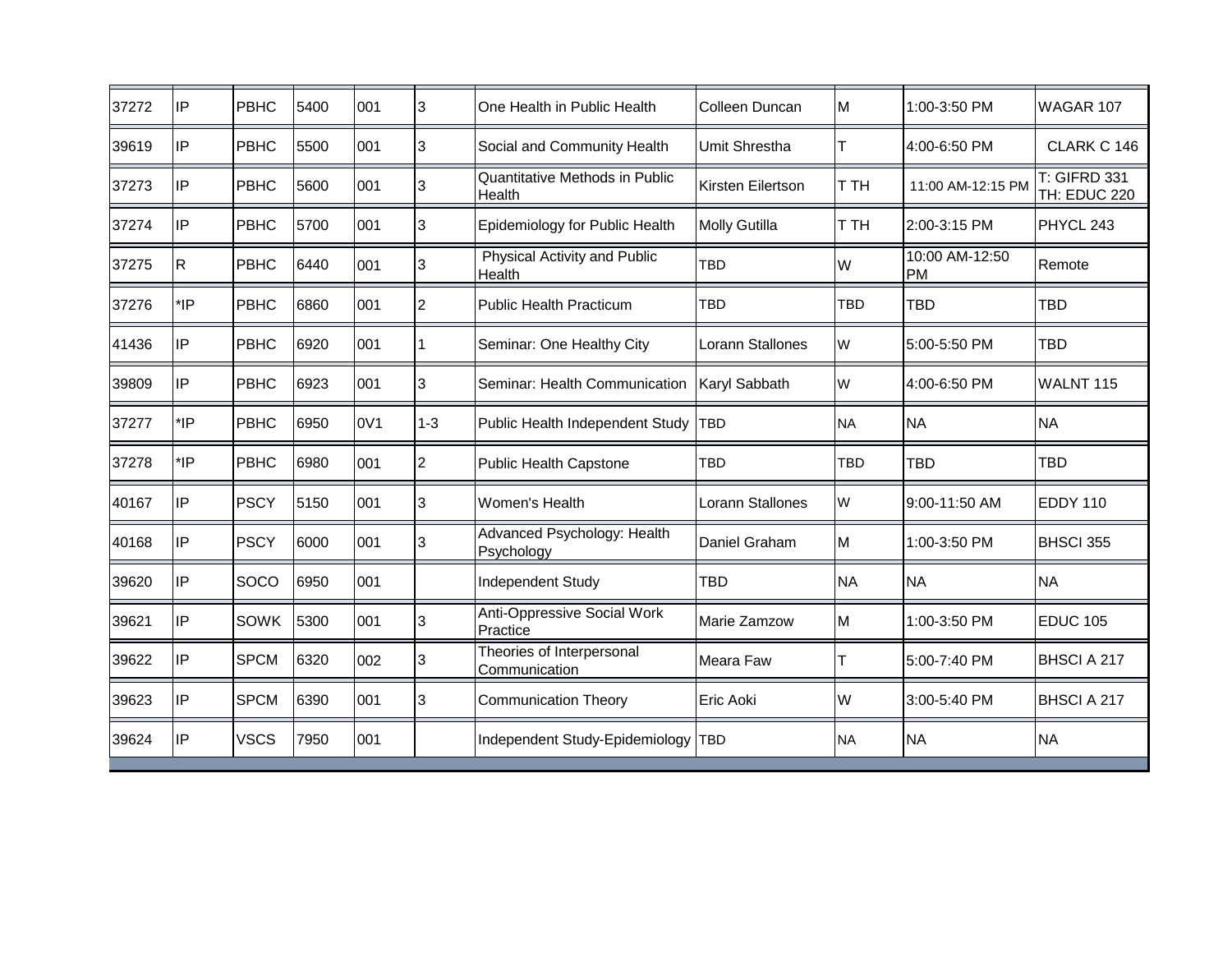| | | | | | | | | | | |
|---|---|---|---|---|---|---|---|---|---|---|
| 37272 | IP | PBHC | 5400 | 001 | 3 | One Health in Public Health | Colleen Duncan | M | 1:00-3:50 PM | WAGAR 107 |
| 39619 | IP | PBHC | 5500 | 001 | 3 | Social and Community Health | Umit Shrestha | T | 4:00-6:50 PM | CLARK C 146 |
| 37273 | IP | PBHC | 5600 | 001 | 3 | Quantitative Methods in Public Health | Kirsten Eilertson | T TH | 11:00 AM-12:15 PM | T: GIFRD 331 TH: EDUC 220 |
| 37274 | IP | PBHC | 5700 | 001 | 3 | Epidemiology for Public Health | Molly Gutilla | T TH | 2:00-3:15 PM | PHYCL 243 |
| 37275 | R | PBHC | 6440 | 001 | 3 | Physical Activity and Public Health | TBD | W | 10:00 AM-12:50 PM | Remote |
| 37276 | *IP | PBHC | 6860 | 001 | 2 | Public Health Practicum | TBD | TBD | TBD | TBD |
| 41436 | IP | PBHC | 6920 | 001 | 1 | Seminar: One Healthy City | Lorann Stallones | W | 5:00-5:50 PM | TBD |
| 39809 | IP | PBHC | 6923 | 001 | 3 | Seminar: Health Communication | Karyl Sabbath | W | 4:00-6:50 PM | WALNT 115 |
| 37277 | *IP | PBHC | 6950 | 0V1 | 1-3 | Public Health Independent Study | TBD | NA | NA | NA |
| 37278 | *IP | PBHC | 6980 | 001 | 2 | Public Health Capstone | TBD | TBD | TBD | TBD |
| 40167 | IP | PSCY | 5150 | 001 | 3 | Women's Health | Lorann Stallones | W | 9:00-11:50 AM | EDDY 110 |
| 40168 | IP | PSCY | 6000 | 001 | 3 | Advanced Psychology: Health Psychology | Daniel Graham | M | 1:00-3:50 PM | BHSCI 355 |
| 39620 | IP | SOCO | 6950 | 001 | | Independent Study | TBD | NA | NA | NA |
| 39621 | IP | SOWK | 5300 | 001 | 3 | Anti-Oppressive Social Work Practice | Marie Zamzow | M | 1:00-3:50 PM | EDUC 105 |
| 39622 | IP | SPCM | 6320 | 002 | 3 | Theories of Interpersonal Communication | Meara Faw | T | 5:00-7:40 PM | BHSCI A 217 |
| 39623 | IP | SPCM | 6390 | 001 | 3 | Communication Theory | Eric Aoki | W | 3:00-5:40 PM | BHSCI A 217 |
| 39624 | IP | VSCS | 7950 | 001 | | Independent Study-Epidemiology | TBD | NA | NA | NA |